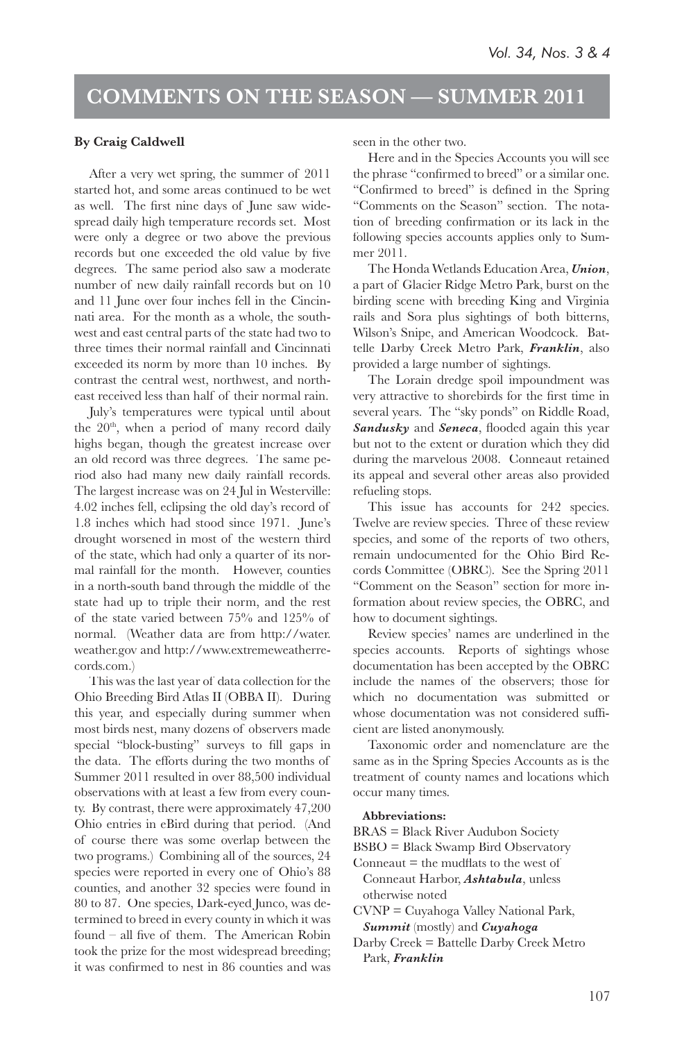# COMMENTS ON THE SEASON — SUMMER 2011

**By Craig Caldwell**

After a very wet spring, the summer of 2011 started hot, and some areas continued to be wet as well. The first nine days of June saw widespread daily high temperature records set. Most were only a degree or two above the previous records but one exceeded the old value by five degrees. The same period also saw a moderate number of new daily rainfall records but on 10 and 11 June over four inches fell in the Cincinnati area. For the month as a whole, the southwest and east central parts of the state had two to three times their normal rainfall and Cincinnati exceeded its norm by more than 10 inches. By contrast the central west, northwest, and northeast received less than half of their normal rain.

July's temperatures were typical until about the 20th, when a period of many record daily highs began, though the greatest increase over an old record was three degrees. The same period also had many new daily rainfall records. The largest increase was on 24 Jul in Westerville: 4.02 inches fell, eclipsing the old day's record of 1.8 inches which had stood since 1971. June's drought worsened in most of the western third of the state, which had only a quarter of its normal rainfall for the month. However, counties in a north-south band through the middle of the state had up to triple their norm, and the rest of the state varied between 75% and 125% of normal. (Weather data are from http://water.weather.gov and http://www.extremeweatherrecords.com.)

This was the last year of data collection for the Ohio Breeding Bird Atlas II (OBBA II). During this year, and especially during summer when most birds nest, many dozens of observers made special "block-busting" surveys to fill gaps in the data. The efforts during the two months of Summer 2011 resulted in over 88,500 individual observations with at least a few from every county. By contrast, there were approximately 47,200 Ohio entries in eBird during that period. (And of course there was some overlap between the two programs.) Combining all of the sources, 24 species were reported in every one of Ohio's 88 counties, and another 32 species were found in 80 to 87. One species, Dark-eyed Junco, was determined to breed in every county in which it was found – all five of them. The American Robin took the prize for the most widespread breeding; it was confirmed to nest in 86 counties and was seen in the other two.

Here and in the Species Accounts you will see the phrase "confirmed to breed" or a similar one. "Confirmed to breed" is defined in the Spring "Comments on the Season" section. The notation of breeding confirmation or its lack in the following species accounts applies only to Summer 2011.

The Honda Wetlands Education Area, ***Union***, a part of Glacier Ridge Metro Park, burst on the birding scene with breeding King and Virginia rails and Sora plus sightings of both bitterns, Wilson's Snipe, and American Woodcock. Battelle Darby Creek Metro Park, ***Franklin***, also provided a large number of sightings.

The Lorain dredge spoil impoundment was very attractive to shorebirds for the first time in several years. The "sky ponds" on Riddle Road, ***Sandusky*** and ***Seneca***, flooded again this year but not to the extent or duration which they did during the marvelous 2008. Conneaut retained its appeal and several other areas also provided refueling stops.

This issue has accounts for 242 species. Twelve are review species. Three of these review species, and some of the reports of two others, remain undocumented for the Ohio Bird Records Committee (OBRC). See the Spring 2011 "Comment on the Season" section for more information about review species, the OBRC, and how to document sightings.

Review species' names are underlined in the species accounts. Reports of sightings whose documentation has been accepted by the OBRC include the names of the observers; those for which no documentation was submitted or whose documentation was not considered sufficient are listed anonymously.

Taxonomic order and nomenclature are the same as in the Spring Species Accounts as is the treatment of county names and locations which occur many times.

**Abbreviations:**

BRAS = Black River Audubon Society
BSBO = Black Swamp Bird Observatory
Conneaut = the mudflats to the west of Conneaut Harbor, ***Ashtabula***, unless otherwise noted
CVNP = Cuyahoga Valley National Park, ***Summit*** (mostly) and ***Cuyahoga***
Darby Creek = Battelle Darby Creek Metro Park, ***Franklin***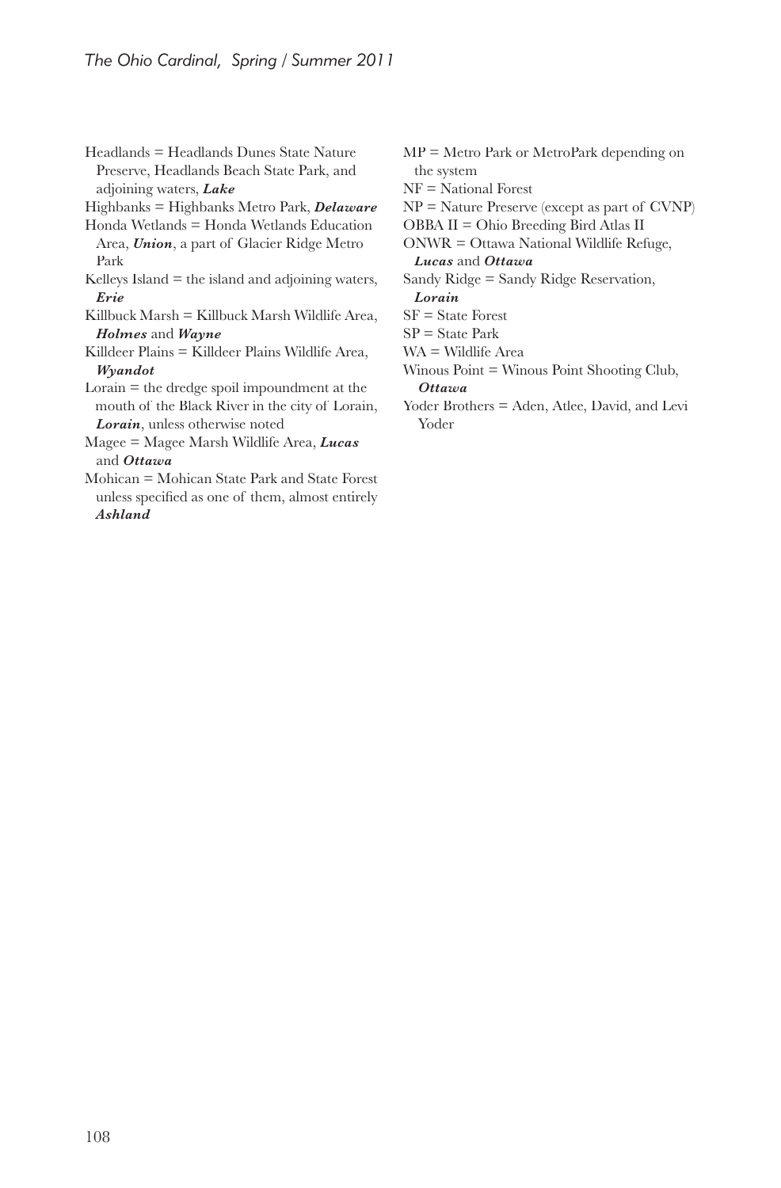Headlands = Headlands Dunes State Nature Preserve, Headlands Beach State Park, and adjoining waters, ***Lake***

Highbanks = Highbanks Metro Park, ***Delaware***

Honda Wetlands = Honda Wetlands Education Area, ***Union***, a part of Glacier Ridge Metro Park

Kelleys Island = the island and adjoining waters, ***Erie***

Killbuck Marsh = Killbuck Marsh Wildlife Area, ***Holmes*** and ***Wayne***

Killdeer Plains = Killdeer Plains Wildlife Area, ***Wyandot***

Lorain = the dredge spoil impoundment at the mouth of the Black River in the city of Lorain, ***Lorain***, unless otherwise noted

Magee = Magee Marsh Wildlife Area, ***Lucas*** and ***Ottawa***

Mohican = Mohican State Park and State Forest unless specified as one of them, almost entirely ***Ashland***

MP = Metro Park or MetroPark depending on the system

NF = National Forest

NP = Nature Preserve (except as part of CVNP)

OBBA II = Ohio Breeding Bird Atlas II

ONWR = Ottawa National Wildlife Refuge, ***Lucas*** and ***Ottawa***

Sandy Ridge = Sandy Ridge Reservation, ***Lorain***

SF = State Forest

SP = State Park

WA = Wildlife Area

Winous Point = Winous Point Shooting Club, ***Ottawa***

Yoder Brothers = Aden, Atlee, David, and Levi Yoder